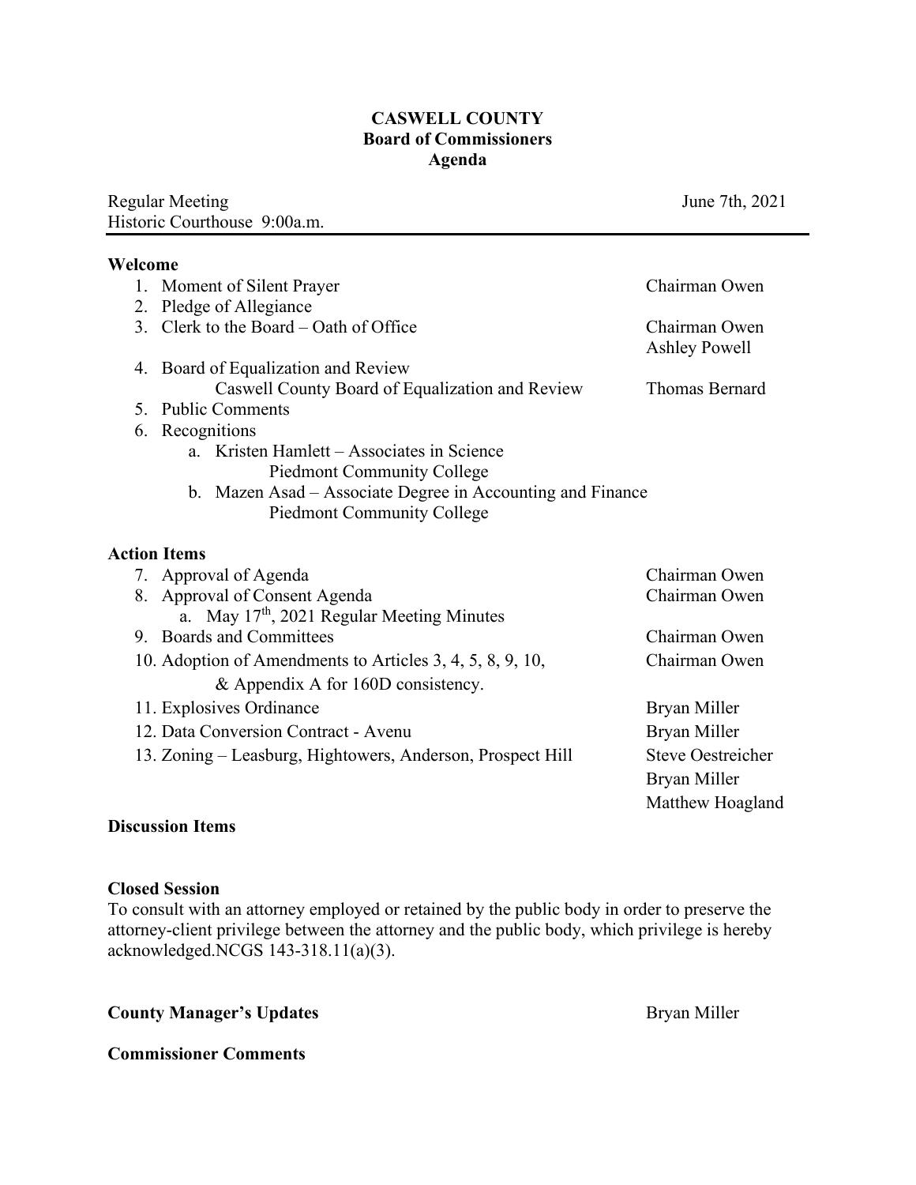# CASWELL COUNTY
## Board of Commissioners
## Agenda

Regular Meeting — June 7th, 2021
Historic Courthouse 9:00a.m.

---

### Welcome

1. Moment of Silent Prayer — Chairman Owen
2. Pledge of Allegiance
3. Clerk to the Board – Oath of Office — Chairman Owen, Ashley Powell
4. Board of Equalization and Review
   Caswell County Board of Equalization and Review — Thomas Bernard
5. Public Comments
6. Recognitions
   a. Kristen Hamlett – Associates in Science
      Piedmont Community College
   b. Mazen Asad – Associate Degree in Accounting and Finance
      Piedmont Community College

### Action Items

7. Approval of Agenda — Chairman Owen
8. Approval of Consent Agenda — Chairman Owen
   a. May 17th, 2021 Regular Meeting Minutes
9. Boards and Committees — Chairman Owen
10. Adoption of Amendments to Articles 3, 4, 5, 8, 9, 10, & Appendix A for 160D consistency. — Chairman Owen
11. Explosives Ordinance — Bryan Miller
12. Data Conversion Contract - Avenu — Bryan Miller
13. Zoning – Leasburg, Hightowers, Anderson, Prospect Hill — Steve Oestreicher, Bryan Miller, Matthew Hoagland

### Discussion Items

### Closed Session

To consult with an attorney employed or retained by the public body in order to preserve the attorney-client privilege between the attorney and the public body, which privilege is hereby acknowledged.NCGS 143-318.11(a)(3).

### County Manager's Updates — Bryan Miller

### Commissioner Comments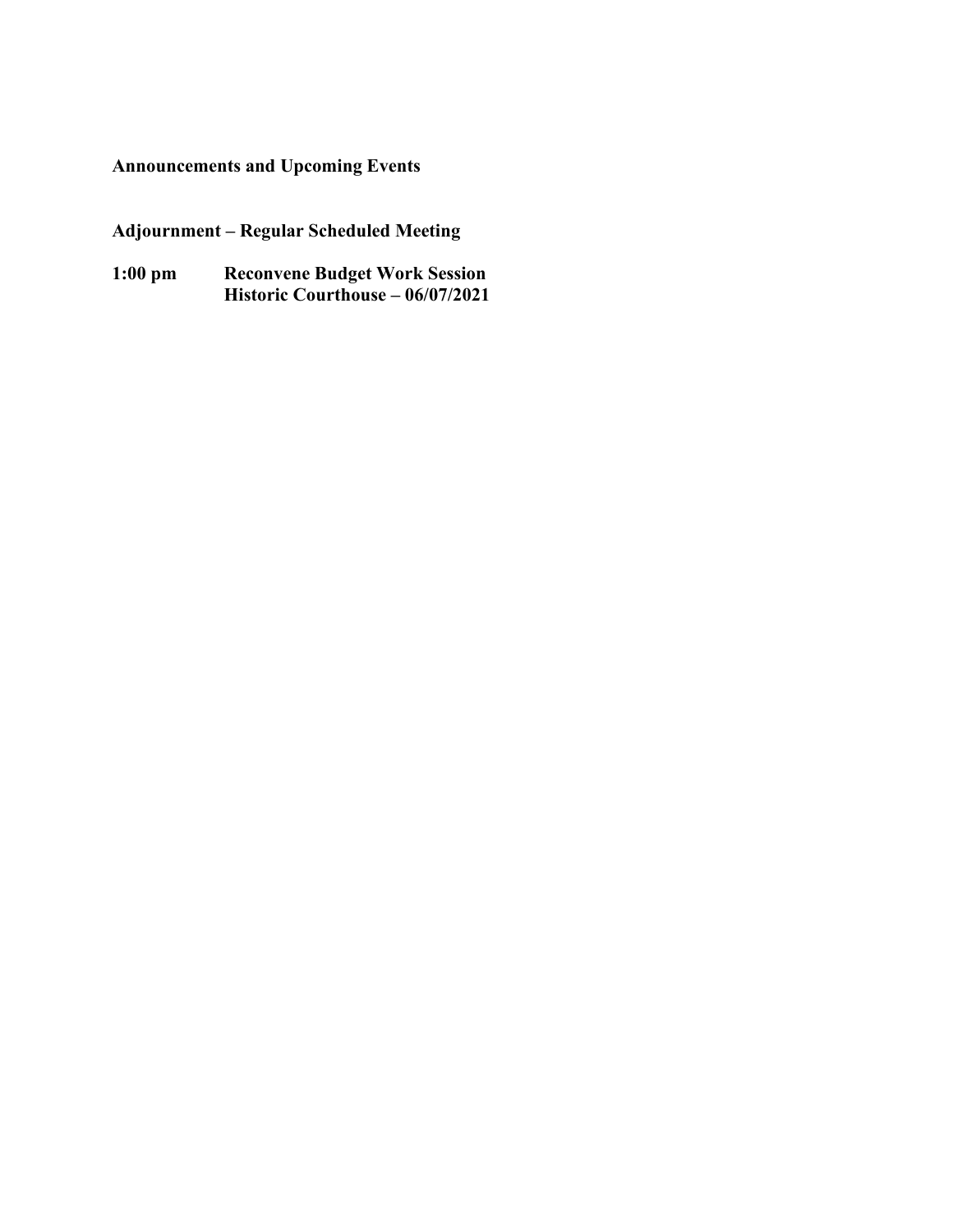**Announcements and Upcoming Events**

**Adjournment – Regular Scheduled Meeting**

**1:00 pm Reconvene Budget Work Session**
**Historic Courthouse – 06/07/2021**